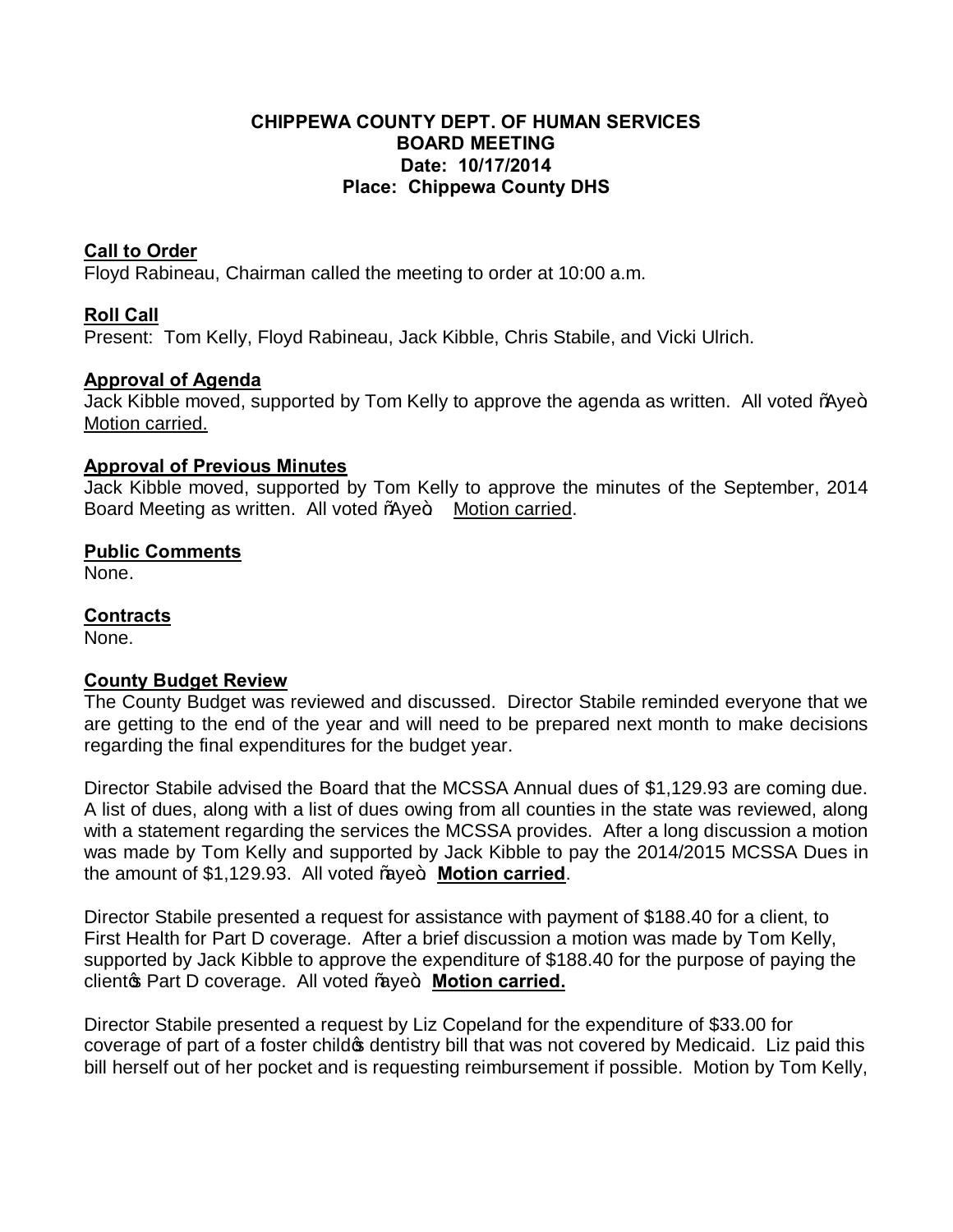**CHIPPEWA COUNTY DEPT. OF HUMAN SERVICES**
**BOARD MEETING**
**Date: 10/17/2014**
**Place: Chippewa County DHS**

## Call to Order

Floyd Rabineau, Chairman called the meeting to order at 10:00 a.m.

## Roll Call

Present: Tom Kelly, Floyd Rabineau, Jack Kibble, Chris Stabile, and Vicki Ulrich.

## Approval of Agenda

Jack Kibble moved, supported by Tom Kelly to approve the agenda as written. All voted "Aye". Motion carried.

## Approval of Previous Minutes

Jack Kibble moved, supported by Tom Kelly to approve the minutes of the September, 2014 Board Meeting as written. All voted "Aye". Motion carried.

## Public Comments

None.

## Contracts

None.

## County Budget Review

The County Budget was reviewed and discussed. Director Stabile reminded everyone that we are getting to the end of the year and will need to be prepared next month to make decisions regarding the final expenditures for the budget year.

Director Stabile advised the Board that the MCSSA Annual dues of $1,129.93 are coming due. A list of dues, along with a list of dues owing from all counties in the state was reviewed, along with a statement regarding the services the MCSSA provides. After a long discussion a motion was made by Tom Kelly and supported by Jack Kibble to pay the 2014/2015 MCSSA Dues in the amount of $1,129.93. All voted "aye". **Motion carried**.

Director Stabile presented a request for assistance with payment of $188.40 for a client, to First Health for Part D coverage. After a brief discussion a motion was made by Tom Kelly, supported by Jack Kibble to approve the expenditure of $188.40 for the purpose of paying the client's Part D coverage. All voted "aye". **Motion carried.**

Director Stabile presented a request by Liz Copeland for the expenditure of $33.00 for coverage of part of a foster child's dentistry bill that was not covered by Medicaid. Liz paid this bill herself out of her pocket and is requesting reimbursement if possible. Motion by Tom Kelly,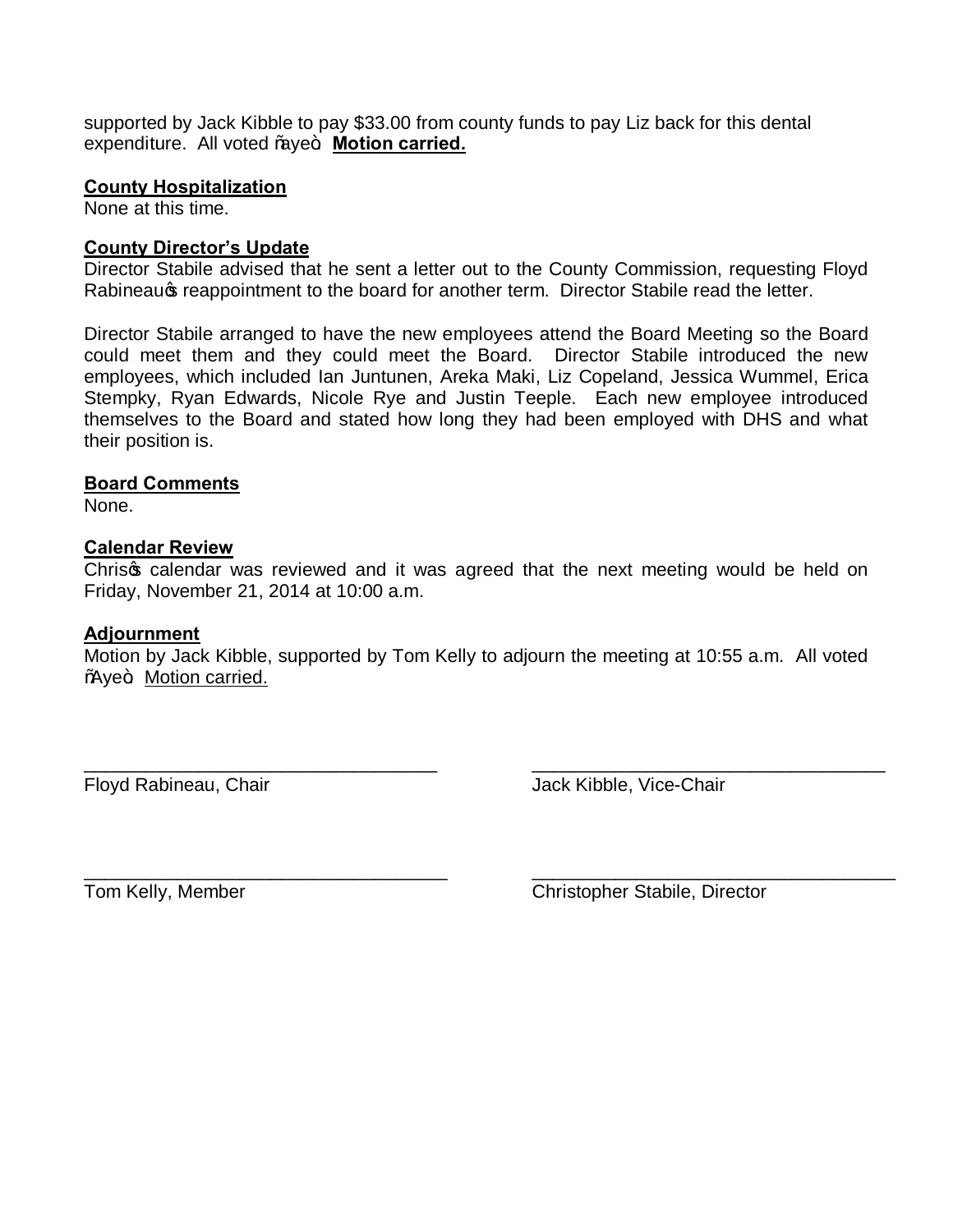supported by Jack Kibble to pay $33.00 from county funds to pay Liz back for this dental expenditure. All voted "aye". **Motion carried.**

**County Hospitalization**

None at this time.

**County Director's Update**

Director Stabile advised that he sent a letter out to the County Commission, requesting Floyd Rabineau's reappointment to the board for another term. Director Stabile read the letter.

Director Stabile arranged to have the new employees attend the Board Meeting so the Board could meet them and they could meet the Board. Director Stabile introduced the new employees, which included Ian Juntunen, Areka Maki, Liz Copeland, Jessica Wummel, Erica Stempky, Ryan Edwards, Nicole Rye and Justin Teeple. Each new employee introduced themselves to the Board and stated how long they had been employed with DHS and what their position is.

**Board Comments**

None.

**Calendar Review**

Chris's calendar was reviewed and it was agreed that the next meeting would be held on Friday, November 21, 2014 at 10:00 a.m.

**Adjournment**

Motion by Jack Kibble, supported by Tom Kelly to adjourn the meeting at 10:55 a.m. All voted "Aye". Motion carried.

\_\_\_\_\_\_\_\_\_\_\_\_\_\_\_\_\_\_\_\_\_\_\_\_\_\_\_\_\_\_\_\_\_\_\_\_
Floyd Rabineau, Chair

\_\_\_\_\_\_\_\_\_\_\_\_\_\_\_\_\_\_\_\_\_\_\_\_\_\_\_\_\_\_\_\_\_\_\_\_
Jack Kibble, Vice-Chair

\_\_\_\_\_\_\_\_\_\_\_\_\_\_\_\_\_\_\_\_\_\_\_\_\_\_\_\_\_\_\_\_\_\_\_\_
Tom Kelly, Member

\_\_\_\_\_\_\_\_\_\_\_\_\_\_\_\_\_\_\_\_\_\_\_\_\_\_\_\_\_\_\_\_\_\_\_\_
Christopher Stabile, Director